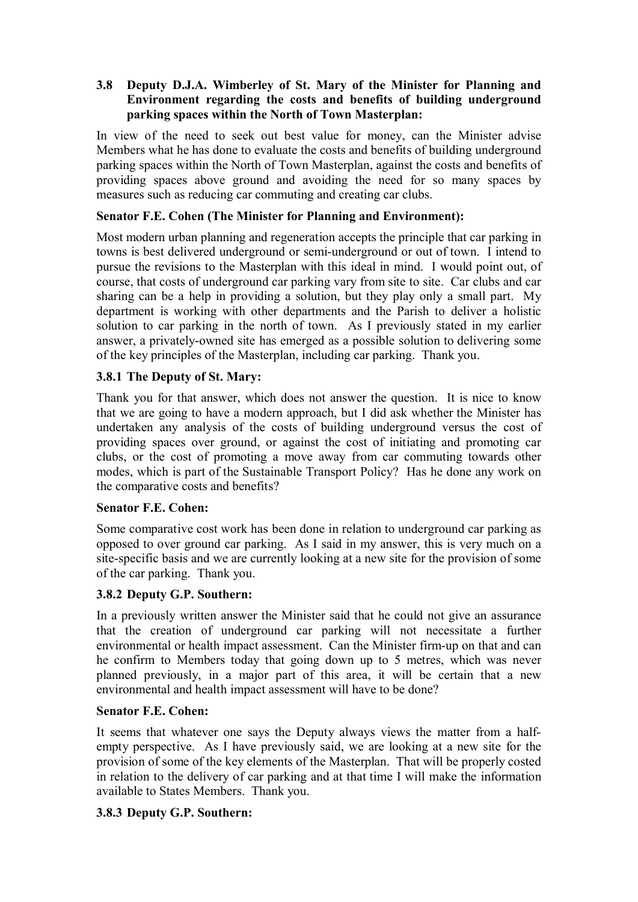### 3.8 Deputy D.J.A. Wimberley of St. Mary of the Minister for Planning and Environment regarding the costs and benefits of building underground parking spaces within the North of Town Masterplan:

In view of the need to seek out best value for money, can the Minister advise Members what he has done to evaluate the costs and benefits of building underground parking spaces within the North of Town Masterplan, against the costs and benefits of providing spaces above ground and avoiding the need for so many spaces by measures such as reducing car commuting and creating car clubs.

**Senator F.E. Cohen (The Minister for Planning and Environment):**

Most modern urban planning and regeneration accepts the principle that car parking in towns is best delivered underground or semi-underground or out of town. I intend to pursue the revisions to the Masterplan with this ideal in mind. I would point out, of course, that costs of underground car parking vary from site to site. Car clubs and car sharing can be a help in providing a solution, but they play only a small part. My department is working with other departments and the Parish to deliver a holistic solution to car parking in the north of town. As I previously stated in my earlier answer, a privately-owned site has emerged as a possible solution to delivering some of the key principles of the Masterplan, including car parking. Thank you.

#### 3.8.1 The Deputy of St. Mary:

Thank you for that answer, which does not answer the question. It is nice to know that we are going to have a modern approach, but I did ask whether the Minister has undertaken any analysis of the costs of building underground versus the cost of providing spaces over ground, or against the cost of initiating and promoting car clubs, or the cost of promoting a move away from car commuting towards other modes, which is part of the Sustainable Transport Policy? Has he done any work on the comparative costs and benefits?

**Senator F.E. Cohen:**

Some comparative cost work has been done in relation to underground car parking as opposed to over ground car parking. As I said in my answer, this is very much on a site-specific basis and we are currently looking at a new site for the provision of some of the car parking. Thank you.

#### 3.8.2 Deputy G.P. Southern:

In a previously written answer the Minister said that he could not give an assurance that the creation of underground car parking will not necessitate a further environmental or health impact assessment. Can the Minister firm-up on that and can he confirm to Members today that going down up to 5 metres, which was never planned previously, in a major part of this area, it will be certain that a new environmental and health impact assessment will have to be done?

**Senator F.E. Cohen:**

It seems that whatever one says the Deputy always views the matter from a half-empty perspective. As I have previously said, we are looking at a new site for the provision of some of the key elements of the Masterplan. That will be properly costed in relation to the delivery of car parking and at that time I will make the information available to States Members. Thank you.

#### 3.8.3 Deputy G.P. Southern: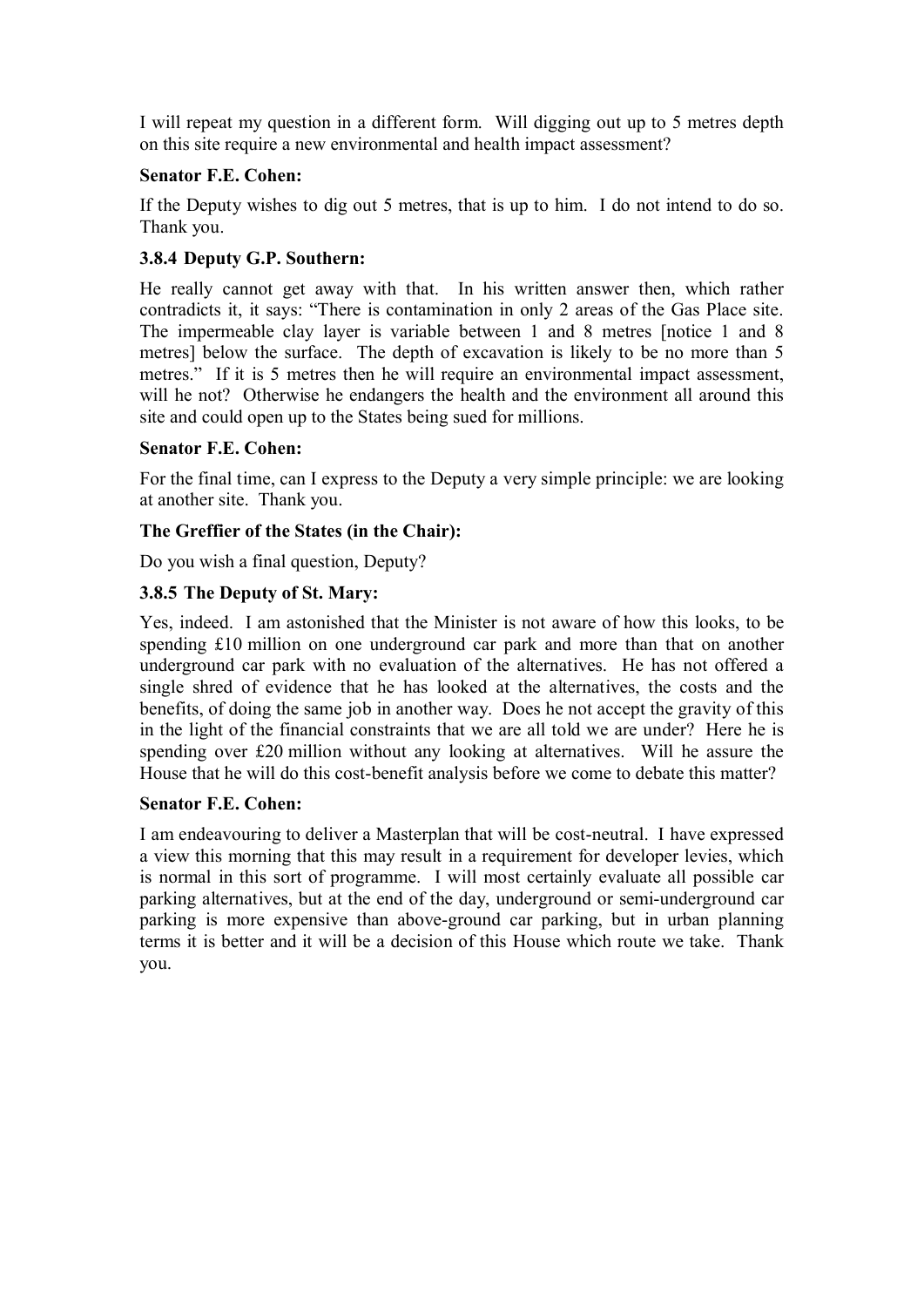I will repeat my question in a different form. Will digging out up to 5 metres depth on this site require a new environmental and health impact assessment?

**Senator F.E. Cohen:**

If the Deputy wishes to dig out 5 metres, that is up to him. I do not intend to do so. Thank you.

**3.8.4 Deputy G.P. Southern:**

He really cannot get away with that. In his written answer then, which rather contradicts it, it says: "There is contamination in only 2 areas of the Gas Place site. The impermeable clay layer is variable between 1 and 8 metres [notice 1 and 8 metres] below the surface. The depth of excavation is likely to be no more than 5 metres." If it is 5 metres then he will require an environmental impact assessment, will he not? Otherwise he endangers the health and the environment all around this site and could open up to the States being sued for millions.

**Senator F.E. Cohen:**

For the final time, can I express to the Deputy a very simple principle: we are looking at another site. Thank you.

**The Greffier of the States (in the Chair):**

Do you wish a final question, Deputy?

**3.8.5 The Deputy of St. Mary:**

Yes, indeed. I am astonished that the Minister is not aware of how this looks, to be spending £10 million on one underground car park and more than that on another underground car park with no evaluation of the alternatives. He has not offered a single shred of evidence that he has looked at the alternatives, the costs and the benefits, of doing the same job in another way. Does he not accept the gravity of this in the light of the financial constraints that we are all told we are under? Here he is spending over £20 million without any looking at alternatives. Will he assure the House that he will do this cost-benefit analysis before we come to debate this matter?

**Senator F.E. Cohen:**

I am endeavouring to deliver a Masterplan that will be cost-neutral. I have expressed a view this morning that this may result in a requirement for developer levies, which is normal in this sort of programme. I will most certainly evaluate all possible car parking alternatives, but at the end of the day, underground or semi-underground car parking is more expensive than above-ground car parking, but in urban planning terms it is better and it will be a decision of this House which route we take. Thank you.